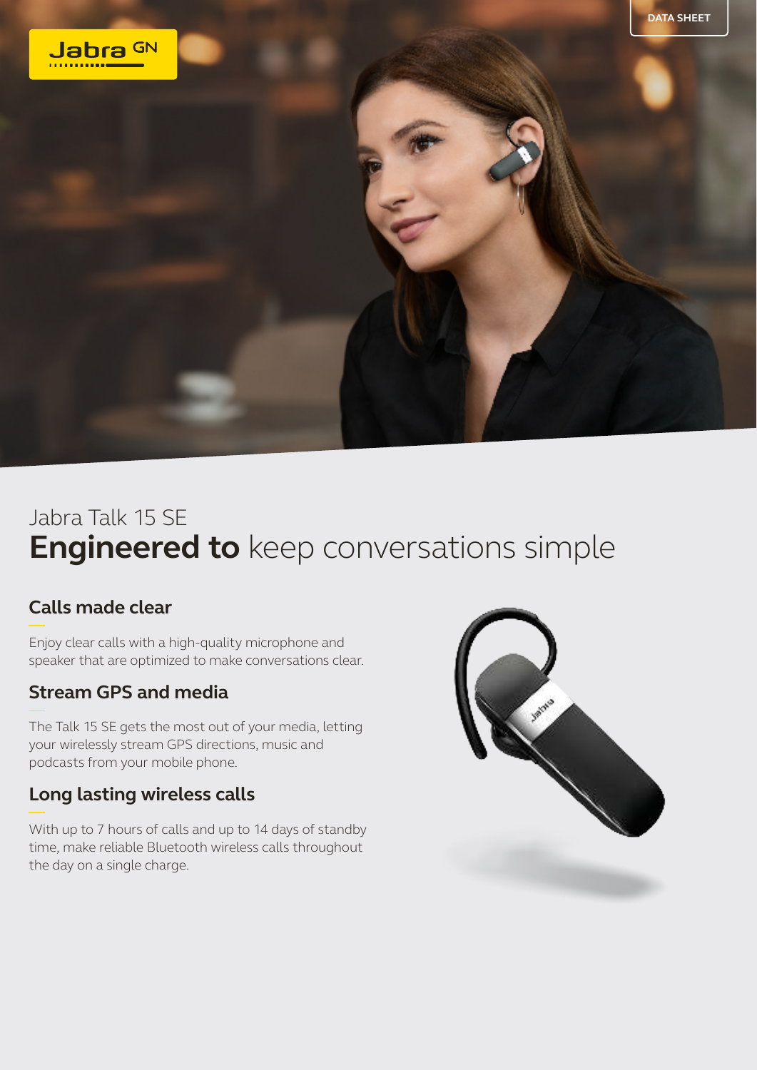DATA SHEET

Jabra Talk 15 SE

# **Engineered to** keep conversations simple

## Calls made clear

Enjoy clear calls with a high-quality microphone and speaker that are optimized to make conversations clear.

## Stream GPS and media

The Talk 15 SE gets the most out of your media, letting your wirelessly stream GPS directions, music and podcasts from your mobile phone.

## Long lasting wireless calls

With up to 7 hours of calls and up to 14 days of standby time, make reliable Bluetooth wireless calls throughout the day on a single charge.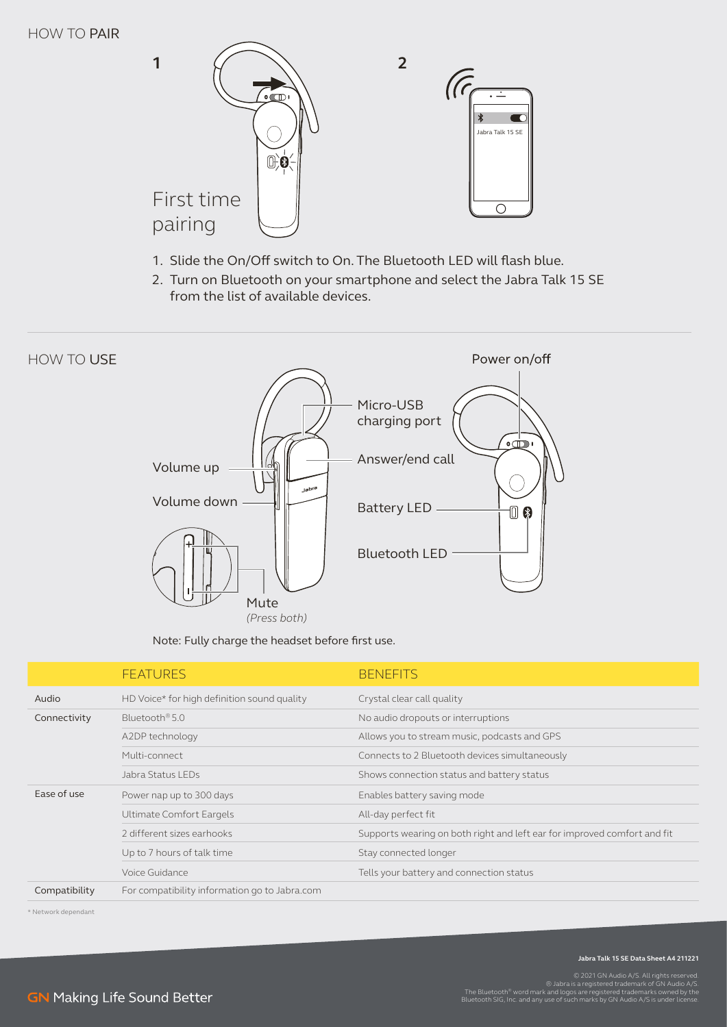## HOW TO PAIR

1

2

Jabra Talk 15 SE

First time pairing

1. Slide the On/Off switch to On. The Bluetooth LED will flash blue.
2. Turn on Bluetooth on your smartphone and select the Jabra Talk 15 SE from the list of available devices.

## HOW TO USE

Power on/off

Micro-USB charging port

Answer/end call

Volume up

Volume down

Battery LED

Bluetooth LED

Mute
*(Press both)*

Note: Fully charge the headset before first use.

| | FEATURES | BENEFITS |
|---|---|---|
| Audio | HD Voice* for high definition sound quality | Crystal clear call quality |
| Connectivity | Bluetooth® 5.0 | No audio dropouts or interruptions |
| | A2DP technology | Allows you to stream music, podcasts and GPS |
| | Multi-connect | Connects to 2 Bluetooth devices simultaneously |
| | Jabra Status LEDs | Shows connection status and battery status |
| Ease of use | Power nap up to 300 days | Enables battery saving mode |
| | Ultimate Comfort Eargels | All-day perfect fit |
| | 2 different sizes earhooks | Supports wearing on both right and left ear for improved comfort and fit |
| | Up to 7 hours of talk time | Stay connected longer |
| | Voice Guidance | Tells your battery and connection status |
| Compatibility | For compatibility information go to Jabra.com | |

* Network dependant

**Jabra Talk 15 SE Data Sheet A4 211221**

© 2021 GN Audio A/S. All rights reserved.
® Jabra is a registered trademark of GN Audio A/S.
The Bluetooth® word mark and logos are registered trademarks owned by the Bluetooth SIG, Inc. and any use of such marks by GN Audio A/S is under license.

GN Making Life Sound Better